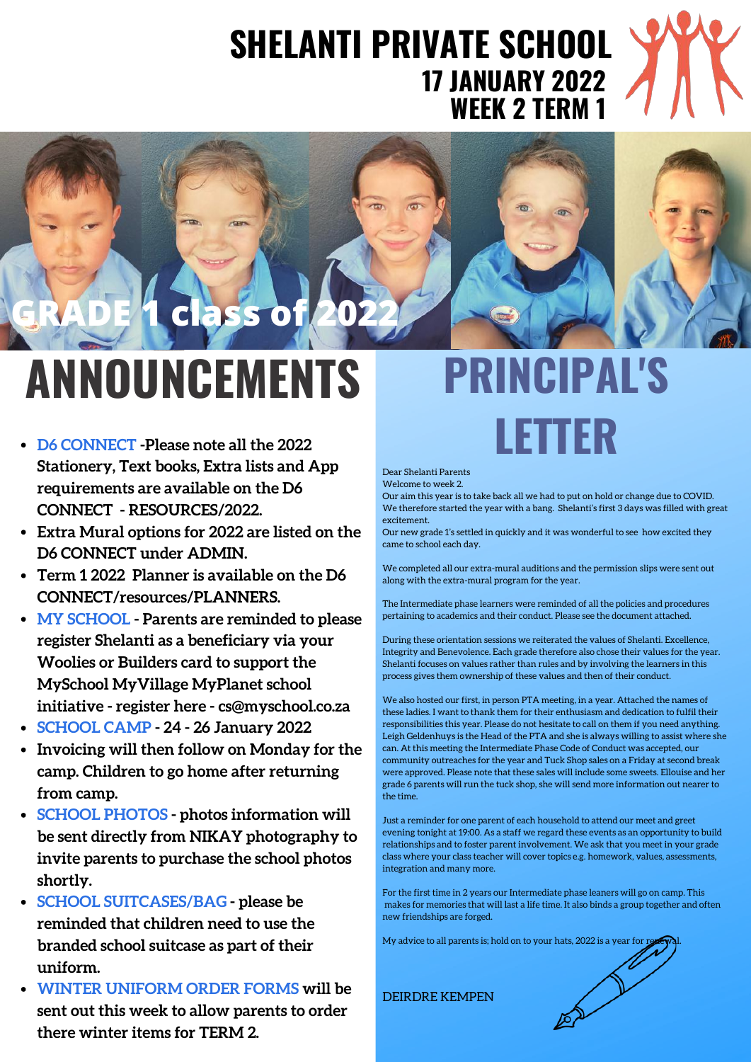# SHELANTI PRIVATE SCHOOL

## 17 JANUARY 2022
## WEEK 2 TERM 1

GRADE 1 class of 2022

# ANNOUNCEMENTS

- **D6 CONNECT -Please note all the 2022 Stationery, Text books, Extra lists and App requirements are available on the D6 CONNECT - RESOURCES/2022.**
- **Extra Mural options for 2022 are listed on the D6 CONNECT under ADMIN.**
- **Term 1 2022 Planner is available on the D6 CONNECT/resources/PLANNERS.**
- **MY SCHOOL - Parents are reminded to please register Shelanti as a beneficiary via your Woolies or Builders card to support the MySchool MyVillage MyPlanet school initiative - register here - cs@myschool.co.za**
- **SCHOOL CAMP - 24 - 26 January 2022**
- **Invoicing will then follow on Monday for the camp. Children to go home after returning from camp.**
- **SCHOOL PHOTOS - photos information will be sent directly from NIKAY photography to invite parents to purchase the school photos shortly.**
- **SCHOOL SUITCASES/BAG - please be reminded that children need to use the branded school suitcase as part of their uniform.**
- **WINTER UNIFORM ORDER FORMS will be sent out this week to allow parents to order there winter items for TERM 2.**

# PRINCIPAL'S LETTER

Dear Shelanti Parents
Welcome to week 2.
Our aim this year is to take back all we had to put on hold or change due to COVID. We therefore started the year with a bang. Shelanti's first 3 days was filled with great excitement.
Our new grade 1's settled in quickly and it was wonderful to see how excited they came to school each day.

We completed all our extra-mural auditions and the permission slips were sent out along with the extra-mural program for the year.

The Intermediate phase learners were reminded of all the policies and procedures pertaining to academics and their conduct. Please see the document attached.

During these orientation sessions we reiterated the values of Shelanti. Excellence, Integrity and Benevolence. Each grade therefore also chose their values for the year. Shelanti focuses on values rather than rules and by involving the learners in this process gives them ownership of these values and then of their conduct.

We also hosted our first, in person PTA meeting, in a year. Attached the names of these ladies. I want to thank them for their enthusiasm and dedication to fulfil their responsibilities this year. Please do not hesitate to call on them if you need anything. Leigh Geldenhuys is the Head of the PTA and she is always willing to assist where she can. At this meeting the Intermediate Phase Code of Conduct was accepted, our community outreaches for the year and Tuck Shop sales on a Friday at second break were approved. Please note that these sales will include some sweets. Ellouise and her grade 6 parents will run the tuck shop, she will send more information out nearer to the time.

Just a reminder for one parent of each household to attend our meet and greet evening tonight at 19:00. As a staff we regard these events as an opportunity to build relationships and to foster parent involvement. We ask that you meet in your grade class where your class teacher will cover topics e.g. homework, values, assessments, integration and many more.

For the first time in 2 years our Intermediate phase leaners will go on camp. This makes for memories that will last a life time. It also binds a group together and often new friendships are forged.

My advice to all parents is; hold on to your hats, 2022 is a year for renewal.

DEIRDRE KEMPEN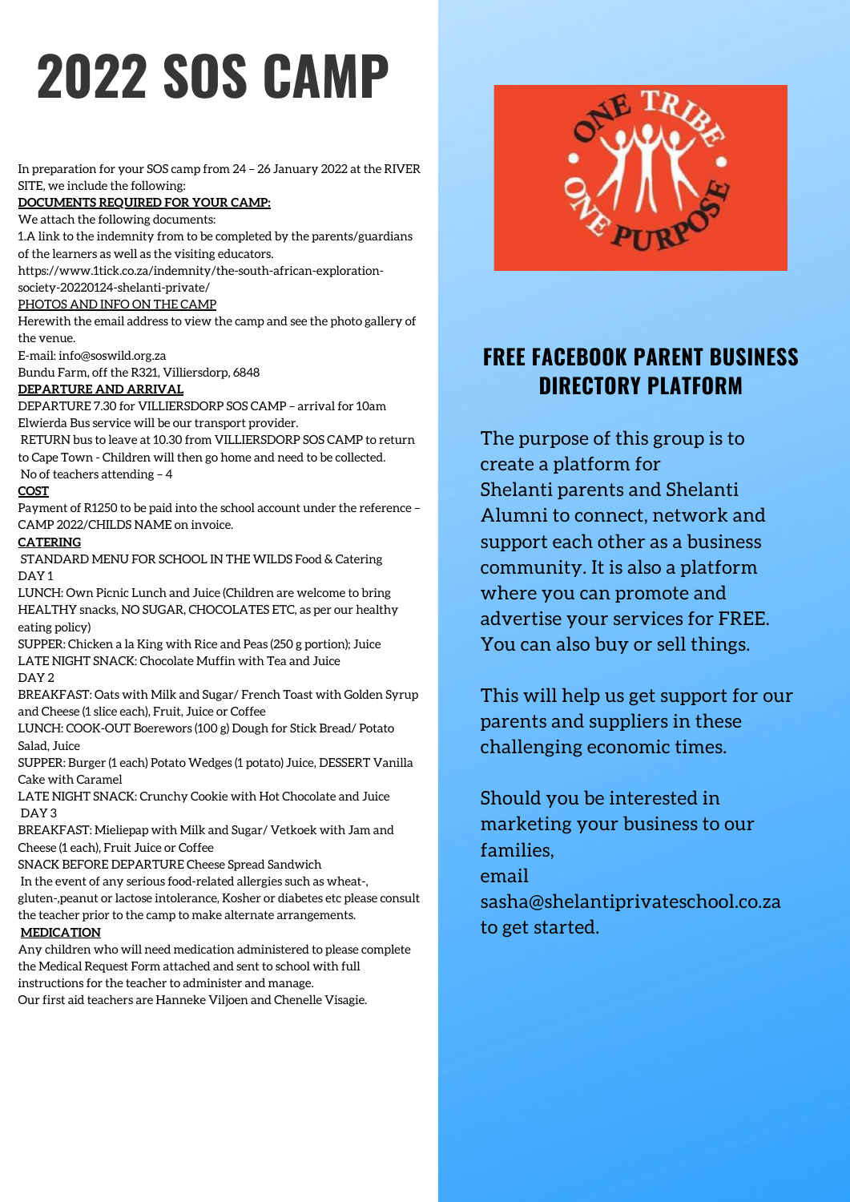# 2022 SOS CAMP

In preparation for your SOS camp from 24 – 26 January 2022 at the RIVER SITE, we include the following:

**DOCUMENTS REQUIRED FOR YOUR CAMP:**

We attach the following documents:

1.A link to the indemnity from to be completed by the parents/guardians of the learners as well as the visiting educators.

https://www.1tick.co.za/indemnity/the-south-african-exploration-society-20220124-shelanti-private/

PHOTOS AND INFO ON THE CAMP

Herewith the email address to view the camp and see the photo gallery of the venue.

E-mail: info@soswild.org.za

Bundu Farm, off the R321, Villiersdorp, 6848

**DEPARTURE AND ARRIVAL**

DEPARTURE 7.30 for VILLIERSDORP SOS CAMP – arrival for 10am

Elwierda Bus service will be our transport provider.

RETURN bus to leave at 10.30 from VILLIERSDORP SOS CAMP to return to Cape Town - Children will then go home and need to be collected.

No of teachers attending – 4

**COST**

Payment of R1250 to be paid into the school account under the reference – CAMP 2022/CHILDS NAME on invoice.

**CATERING**

STANDARD MENU FOR SCHOOL IN THE WILDS Food & Catering

DAY 1

LUNCH: Own Picnic Lunch and Juice (Children are welcome to bring HEALTHY snacks, NO SUGAR, CHOCOLATES ETC, as per our healthy eating policy)

SUPPER: Chicken a la King with Rice and Peas (250 g portion); Juice

LATE NIGHT SNACK: Chocolate Muffin with Tea and Juice

DAY 2

BREAKFAST: Oats with Milk and Sugar/ French Toast with Golden Syrup and Cheese (1 slice each), Fruit, Juice or Coffee

LUNCH: COOK-OUT Boerewors (100 g) Dough for Stick Bread/ Potato Salad, Juice

SUPPER: Burger (1 each) Potato Wedges (1 potato) Juice, DESSERT Vanilla Cake with Caramel

LATE NIGHT SNACK: Crunchy Cookie with Hot Chocolate and Juice

DAY 3

BREAKFAST: Mieliepap with Milk and Sugar/ Vetkoek with Jam and Cheese (1 each), Fruit Juice or Coffee

SNACK BEFORE DEPARTURE Cheese Spread Sandwich

In the event of any serious food-related allergies such as wheat-, gluten-,peanut or lactose intolerance, Kosher or diabetes etc please consult the teacher prior to the camp to make alternate arrangements.

**MEDICATION**

Any children who will need medication administered to please complete the Medical Request Form attached and sent to school with full instructions for the teacher to administer and manage.

Our first aid teachers are Hanneke Viljoen and Chenelle Visagie.

## FREE FACEBOOK PARENT BUSINESS DIRECTORY PLATFORM

The purpose of this group is to create a platform for Shelanti parents and Shelanti Alumni to connect, network and support each other as a business community. It is also a platform where you can promote and advertise your services for FREE. You can also buy or sell things.

This will help us get support for our parents and suppliers in these challenging economic times.

Should you be interested in marketing your business to our families, email sasha@shelantiprivateschool.co.za to get started.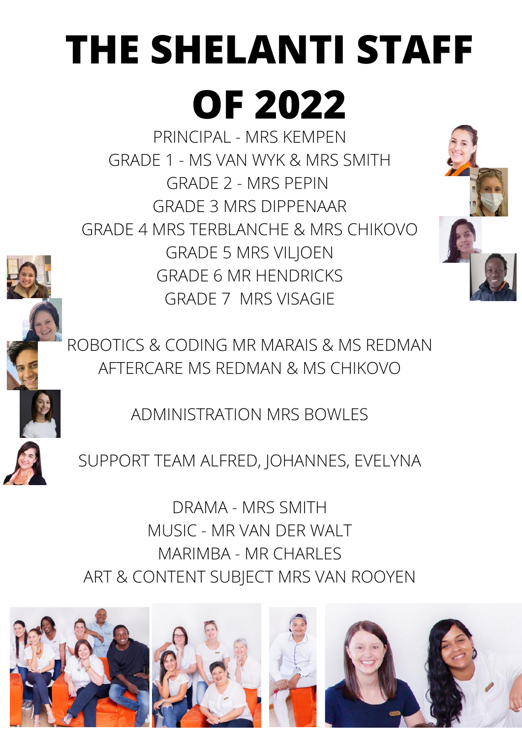# THE SHELANTI STAFF OF 2022

PRINCIPAL - MRS KEMPEN

GRADE 1 - MS VAN WYK & MRS SMITH

GRADE 2 - MRS PEPIN

GRADE 3 MRS DIPPENAAR

GRADE 4 MRS TERBLANCHE & MRS CHIKOVO

GRADE 5 MRS VILJOEN

GRADE 6 MR HENDRICKS

GRADE 7 MRS VISAGIE

ROBOTICS & CODING MR MARAIS & MS REDMAN

AFTERCARE MS REDMAN & MS CHIKOVO

ADMINISTRATION MRS BOWLES

SUPPORT TEAM ALFRED, JOHANNES, EVELYNA

DRAMA - MRS SMITH

MUSIC - MR VAN DER WALT

MARIMBA - MR CHARLES

ART & CONTENT SUBJECT MRS VAN ROOYEN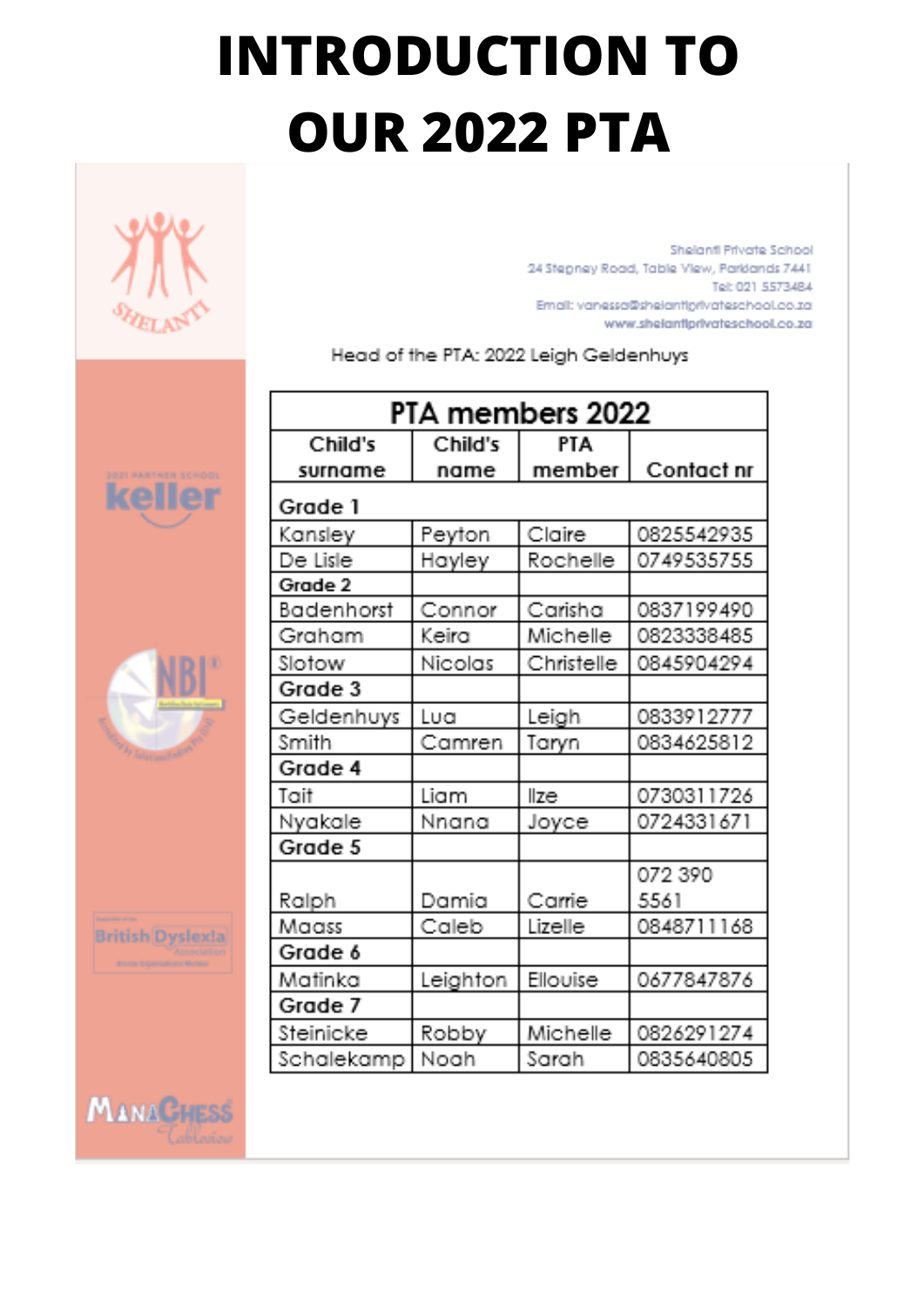# INTRODUCTION TO OUR 2022 PTA

Shelanti Private School
24 Stepney Road, Table View, Parklands 7441
Tel: 021 5573484
Email: vanessa@shelantiprivateschool.co.za
www.shelantiprivateschool.co.za

Head of the PTA: 2022 Leigh Geldenhuys

| PTA members 2022 | | | |
|---|---|---|---|
| Child's surname | Child's name | PTA member | Contact nr |
| **Grade 1** | | | |
| Kansley | Peyton | Claire | 0825542935 |
| De Lisle | Hayley | Rochelle | 0749535755 |
| **Grade 2** | | | |
| Badenhorst | Connor | Carisha | 0837199490 |
| Graham | Keira | Michelle | 0823338485 |
| Slotow | Nicolas | Christelle | 0845904294 |
| **Grade 3** | | | |
| Geldenhuys | Lua | Leigh | 0833912777 |
| Smith | Camren | Taryn | 0834625812 |
| **Grade 4** | | | |
| Tait | Liam | Ilze | 0730311726 |
| Nyakale | Nnana | Joyce | 0724331671 |
| **Grade 5** | | | |
| Ralph | Damia | Carrie | 072 390 5561 |
| Maass | Caleb | Lizelle | 0848711168 |
| **Grade 6** | | | |
| Matinka | Leighton | Ellouise | 0677847876 |
| **Grade 7** | | | |
| Steinicke | Robby | Michelle | 0826291274 |
| Schalekamp | Noah | Sarah | 0835640805 |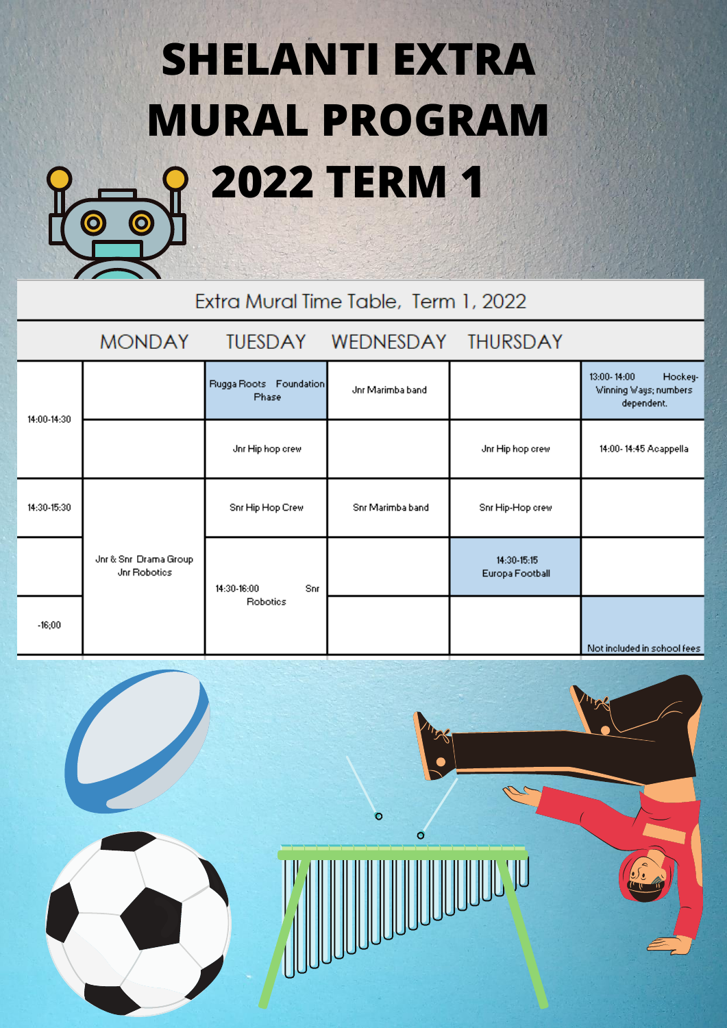# SHELANTI EXTRA MURAL PROGRAM 2022 TERM 1

| Extra Mural Time Table, Term 1, 2022 | | | | | |
|---|---|---|---|---|---|
| | MONDAY | TUESDAY | WEDNESDAY | THURSDAY | |
| 14:00-14:30 | | Rugga Roots Foundation Phase | Jnr Marimba band | | 13:00- 14:00 Hockey- Winning Ways; numbers dependent. |
| | | Jnr Hip hop crew | | Jnr Hip hop crew | 14:00- 14:45 Acappella |
| 14:30-15:30 | | Snr Hip Hop Crew | Snr Marimba band | Snr Hip-Hop crew | |
| | Jnr & Snr Drama Group Jnr Robotics | 14:30-16:00 Snr Robotics | | 14:30-15:15 Europa Football | |
| -16;00 | | | | | Not included in school fees |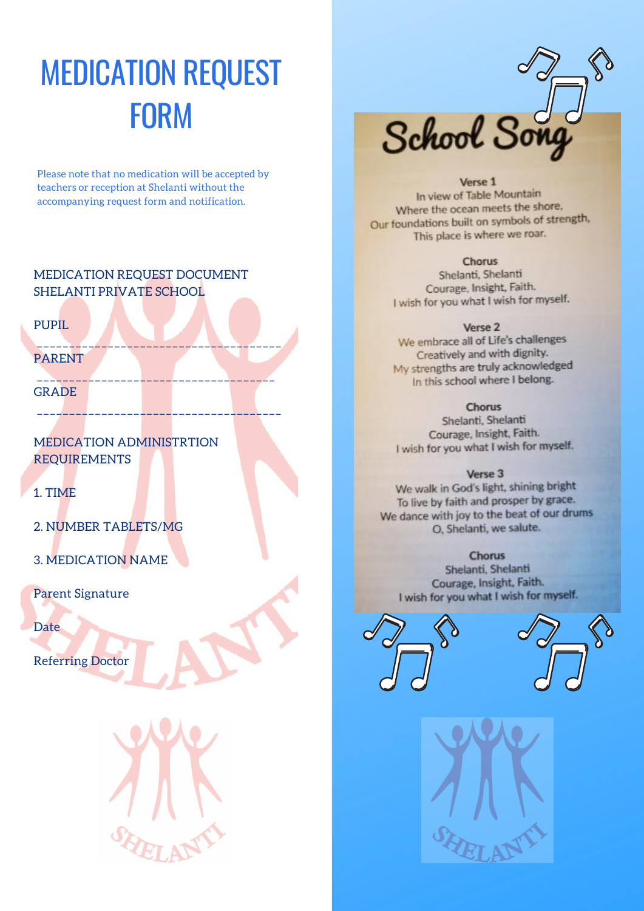# MEDICATION REQUEST FORM

Please note that no medication will be accepted by teachers or reception at Shelanti without the accompanying request form and notification.

MEDICATION REQUEST DOCUMENT
SHELANTI PRIVATE SCHOOL

PUPIL

---

PARENT

---

GRADE

---

MEDICATION ADMINISTRTION REQUIREMENTS

1. TIME

2. NUMBER TABLETS/MG

3. MEDICATION NAME

Parent Signature

Date

Referring Doctor

# School Song

**Verse 1**
In view of Table Mountain
Where the ocean meets the shore,
Our foundations built on symbols of strength,
This place is where we roar.

**Chorus**
Shelanti, Shelanti
Courage, Insight, Faith.
I wish for you what I wish for myself.

**Verse 2**
We embrace all of Life's challenges
Creatively and with dignity.
My strengths are truly acknowledged
In this school where I belong.

**Chorus**
Shelanti, Shelanti
Courage, Insight, Faith.
I wish for you what I wish for myself.

**Verse 3**
We walk in God's light, shining bright
To live by faith and prosper by grace.
We dance with joy to the beat of our drums
O, Shelanti, we salute.

**Chorus**
Shelanti, Shelanti
Courage, Insight, Faith.
I wish for you what I wish for myself.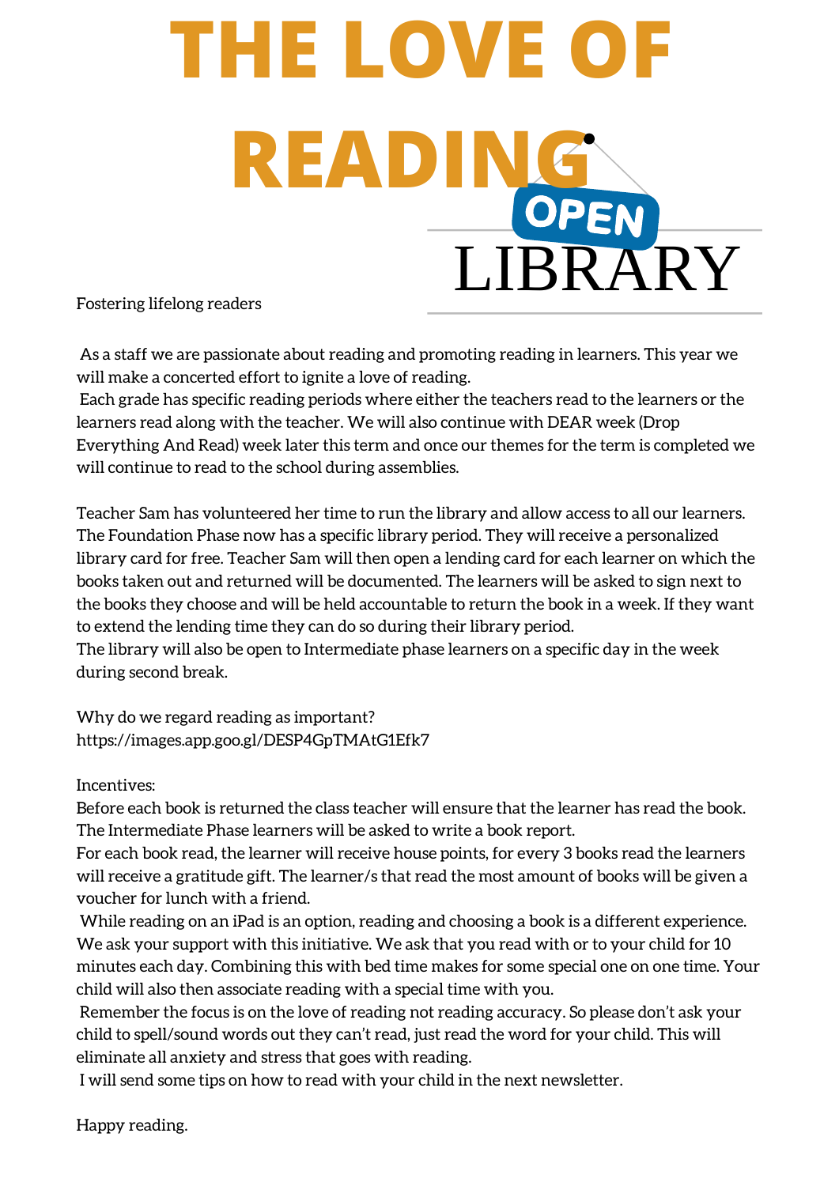# THE LOVE OF READING

OPEN

LIBRARY

Fostering lifelong readers

As a staff we are passionate about reading and promoting reading in learners. This year we will make a concerted effort to ignite a love of reading.

Each grade has specific reading periods where either the teachers read to the learners or the learners read along with the teacher. We will also continue with DEAR week (Drop Everything And Read) week later this term and once our themes for the term is completed we will continue to read to the school during assemblies.

Teacher Sam has volunteered her time to run the library and allow access to all our learners. The Foundation Phase now has a specific library period. They will receive a personalized library card for free. Teacher Sam will then open a lending card for each learner on which the books taken out and returned will be documented. The learners will be asked to sign next to the books they choose and will be held accountable to return the book in a week. If they want to extend the lending time they can do so during their library period.

The library will also be open to Intermediate phase learners on a specific day in the week during second break.

Why do we regard reading as important?
https://images.app.goo.gl/DESP4GpTMAtG1Efk7

Incentives:

Before each book is returned the class teacher will ensure that the learner has read the book. The Intermediate Phase learners will be asked to write a book report.

For each book read, the learner will receive house points, for every 3 books read the learners will receive a gratitude gift. The learner/s that read the most amount of books will be given a voucher for lunch with a friend.

While reading on an iPad is an option, reading and choosing a book is a different experience. We ask your support with this initiative. We ask that you read with or to your child for 10 minutes each day. Combining this with bed time makes for some special one on one time. Your child will also then associate reading with a special time with you.

Remember the focus is on the love of reading not reading accuracy. So please don't ask your child to spell/sound words out they can't read, just read the word for your child. This will eliminate all anxiety and stress that goes with reading.

I will send some tips on how to read with your child in the next newsletter.

Happy reading.